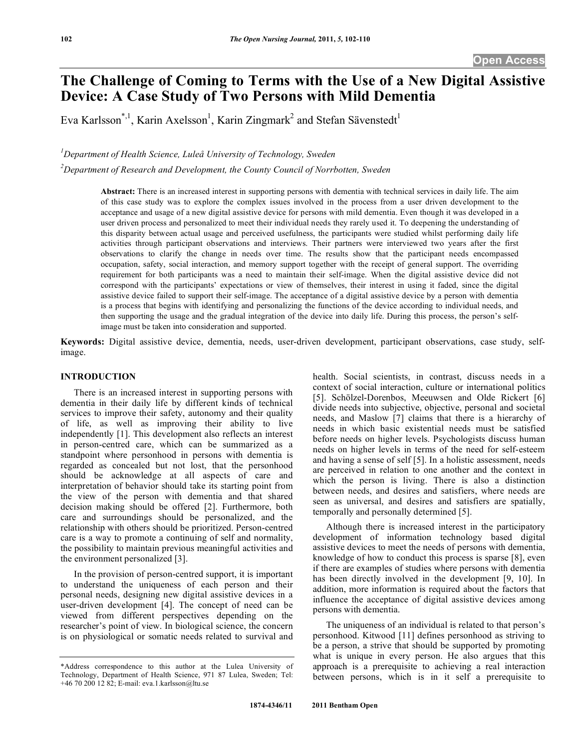# The Challenge of Coming to Terms with the Use of a New Digital Assistive Device: A Case Study of Two Persons with Mild Dementia

Eva Karlsson[*,1], Karin Axelsson[1], Karin Zingmark[2] and Stefan Sävenstedt[1]

[1]Department of Health Science, Luleå University of Technology, Sweden

[2]Department of Research and Development, the County Council of Norrbotten, Sweden

**Abstract:** There is an increased interest in supporting persons with dementia with technical services in daily life. The aim of this case study was to explore the complex issues involved in the process from a user driven development to the acceptance and usage of a new digital assistive device for persons with mild dementia. Even though it was developed in a user driven process and personalized to meet their individual needs they rarely used it. To deepening the understanding of this disparity between actual usage and perceived usefulness, the participants were studied whilst performing daily life activities through participant observations and interviews. Their partners were interviewed two years after the first observations to clarify the change in needs over time. The results show that the participant needs encompassed occupation, safety, social interaction, and memory support together with the receipt of general support. The overriding requirement for both participants was a need to maintain their self-image. When the digital assistive device did not correspond with the participants' expectations or view of themselves, their interest in using it faded, since the digital assistive device failed to support their self-image. The acceptance of a digital assistive device by a person with dementia is a process that begins with identifying and personalizing the functions of the device according to individual needs, and then supporting the usage and the gradual integration of the device into daily life. During this process, the person's self-image must be taken into consideration and supported.

**Keywords:** Digital assistive device, dementia, needs, user-driven development, participant observations, case study, self-image.

## INTRODUCTION

There is an increased interest in supporting persons with dementia in their daily life by different kinds of technical services to improve their safety, autonomy and their quality of life, as well as improving their ability to live independently [1]. This development also reflects an interest in person-centred care, which can be summarized as a standpoint where personhood in persons with dementia is regarded as concealed but not lost, that the personhood should be acknowledge at all aspects of care and interpretation of behavior should take its starting point from the view of the person with dementia and that shared decision making should be offered [2]. Furthermore, both care and surroundings should be personalized, and the relationship with others should be prioritized. Person-centred care is a way to promote a continuing of self and normality, the possibility to maintain previous meaningful activities and the environment personalized [3].

In the provision of person-centred support, it is important to understand the uniqueness of each person and their personal needs, designing new digital assistive devices in a user-driven development [4]. The concept of need can be viewed from different perspectives depending on the researcher's point of view. In biological science, the concern is on physiological or somatic needs related to survival and health. Social scientists, in contrast, discuss needs in a context of social interaction, culture or international politics [5]. Schölzel-Dorenbos, Meeuwsen and Olde Rickert [6] divide needs into subjective, objective, personal and societal needs, and Maslow [7] claims that there is a hierarchy of needs in which basic existential needs must be satisfied before needs on higher levels. Psychologists discuss human needs on higher levels in terms of the need for self-esteem and having a sense of self [5]. In a holistic assessment, needs are perceived in relation to one another and the context in which the person is living. There is also a distinction between needs, and desires and satisfiers, where needs are seen as universal, and desires and satisfiers are spatially, temporally and personally determined [5].

Although there is increased interest in the participatory development of information technology based digital assistive devices to meet the needs of persons with dementia, knowledge of how to conduct this process is sparse [8], even if there are examples of studies where persons with dementia has been directly involved in the development [9, 10]. In addition, more information is required about the factors that influence the acceptance of digital assistive devices among persons with dementia.

The uniqueness of an individual is related to that person's personhood. Kitwood [11] defines personhood as striving to be a person, a strive that should be supported by promoting what is unique in every person. He also argues that this approach is a prerequisite to achieving a real interaction between persons, which is in it self a prerequisite to

\*Address correspondence to this author at the Lulea University of Technology, Department of Health Science, 971 87 Lulea, Sweden; Tel: +46 70 200 12 82; E-mail: eva.1.karlsson@ltu.se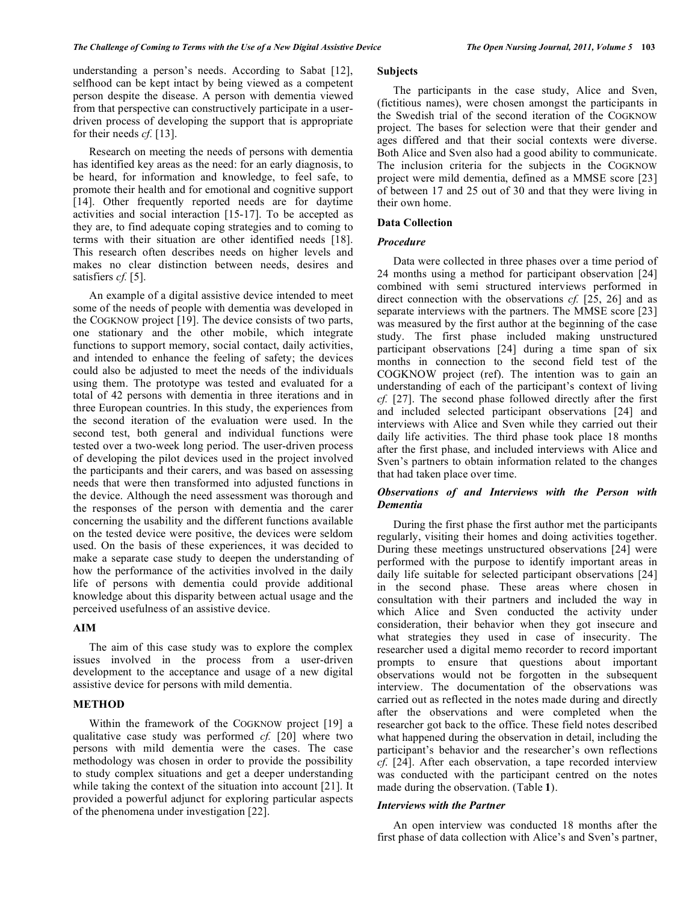understanding a person's needs. According to Sabat [12], selfhood can be kept intact by being viewed as a competent person despite the disease. A person with dementia viewed from that perspective can constructively participate in a user-driven process of developing the support that is appropriate for their needs *cf.* [13].

Research on meeting the needs of persons with dementia has identified key areas as the need: for an early diagnosis, to be heard, for information and knowledge, to feel safe, to promote their health and for emotional and cognitive support [14]. Other frequently reported needs are for daytime activities and social interaction [15-17]. To be accepted as they are, to find adequate coping strategies and to coming to terms with their situation are other identified needs [18]. This research often describes needs on higher levels and makes no clear distinction between needs, desires and satisfiers *cf.* [5].

An example of a digital assistive device intended to meet some of the needs of people with dementia was developed in the COGKNOW project [19]. The device consists of two parts, one stationary and the other mobile, which integrate functions to support memory, social contact, daily activities, and intended to enhance the feeling of safety; the devices could also be adjusted to meet the needs of the individuals using them. The prototype was tested and evaluated for a total of 42 persons with dementia in three iterations and in three European countries. In this study, the experiences from the second iteration of the evaluation were used. In the second test, both general and individual functions were tested over a two-week long period. The user-driven process of developing the pilot devices used in the project involved the participants and their carers, and was based on assessing needs that were then transformed into adjusted functions in the device. Although the need assessment was thorough and the responses of the person with dementia and the carer concerning the usability and the different functions available on the tested device were positive, the devices were seldom used. On the basis of these experiences, it was decided to make a separate case study to deepen the understanding of how the performance of the activities involved in the daily life of persons with dementia could provide additional knowledge about this disparity between actual usage and the perceived usefulness of an assistive device.

## AIM

The aim of this case study was to explore the complex issues involved in the process from a user-driven development to the acceptance and usage of a new digital assistive device for persons with mild dementia.

## METHOD

Within the framework of the COGKNOW project [19] a qualitative case study was performed *cf.* [20] where two persons with mild dementia were the cases. The case methodology was chosen in order to provide the possibility to study complex situations and get a deeper understanding while taking the context of the situation into account [21]. It provided a powerful adjunct for exploring particular aspects of the phenomena under investigation [22].

### Subjects

The participants in the case study, Alice and Sven, (fictitious names), were chosen amongst the participants in the Swedish trial of the second iteration of the COGKNOW project. The bases for selection were that their gender and ages differed and that their social contexts were diverse. Both Alice and Sven also had a good ability to communicate. The inclusion criteria for the subjects in the COGKNOW project were mild dementia, defined as a MMSE score [23] of between 17 and 25 out of 30 and that they were living in their own home.

### Data Collection

#### *Procedure*

Data were collected in three phases over a time period of 24 months using a method for participant observation [24] combined with semi structured interviews performed in direct connection with the observations *cf.* [25, 26] and as separate interviews with the partners. The MMSE score [23] was measured by the first author at the beginning of the case study. The first phase included making unstructured participant observations [24] during a time span of six months in connection to the second field test of the COGKNOW project (ref). The intention was to gain an understanding of each of the participant's context of living *cf.* [27]. The second phase followed directly after the first and included selected participant observations [24] and interviews with Alice and Sven while they carried out their daily life activities. The third phase took place 18 months after the first phase, and included interviews with Alice and Sven's partners to obtain information related to the changes that had taken place over time.

#### *Observations of and Interviews with the Person with Dementia*

During the first phase the first author met the participants regularly, visiting their homes and doing activities together. During these meetings unstructured observations [24] were performed with the purpose to identify important areas in daily life suitable for selected participant observations [24] in the second phase. These areas where chosen in consultation with their partners and included the way in which Alice and Sven conducted the activity under consideration, their behavior when they got insecure and what strategies they used in case of insecurity. The researcher used a digital memo recorder to record important prompts to ensure that questions about important observations would not be forgotten in the subsequent interview. The documentation of the observations was carried out as reflected in the notes made during and directly after the observations and were completed when the researcher got back to the office. These field notes described what happened during the observation in detail, including the participant's behavior and the researcher's own reflections *cf.* [24]. After each observation, a tape recorded interview was conducted with the participant centred on the notes made during the observation. (Table **1**).

#### *Interviews with the Partner*

An open interview was conducted 18 months after the first phase of data collection with Alice's and Sven's partner,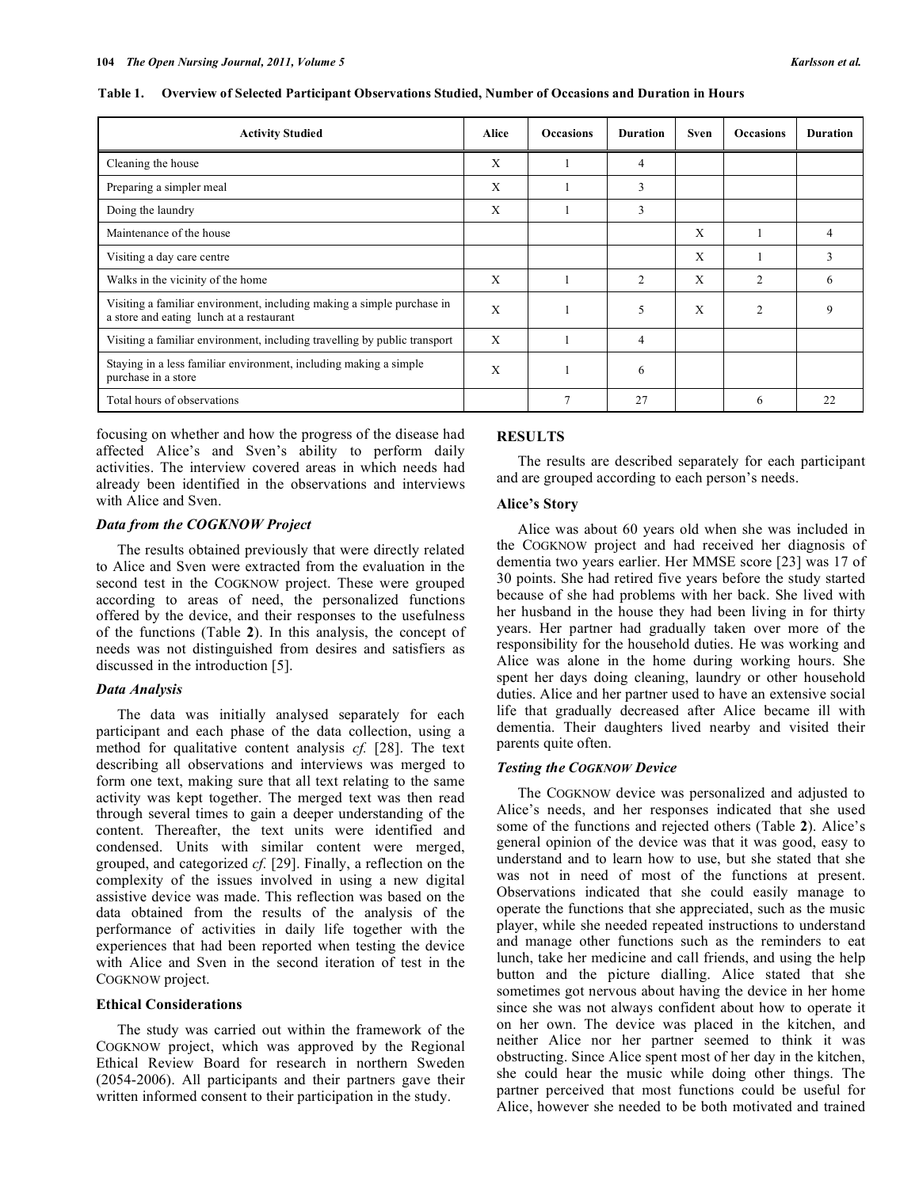**Table 1. Overview of Selected Participant Observations Studied, Number of Occasions and Duration in Hours**

| Activity Studied | Alice | Occasions | Duration | Sven | Occasions | Duration |
|---|---|---|---|---|---|---|
| Cleaning the house | X | 1 | 4 | | | |
| Preparing a simpler meal | X | 1 | 3 | | | |
| Doing the laundry | X | 1 | 3 | | | |
| Maintenance of the house | | | | X | 1 | 4 |
| Visiting a day care centre | | | | X | 1 | 3 |
| Walks in the vicinity of the home | X | 1 | 2 | X | 2 | 6 |
| Visiting a familiar environment, including making a simple purchase in a store and eating lunch at a restaurant | X | 1 | 5 | X | 2 | 9 |
| Visiting a familiar environment, including travelling by public transport | X | 1 | 4 | | | |
| Staying in a less familiar environment, including making a simple purchase in a store | X | 1 | 6 | | | |
| Total hours of observations | | 7 | 27 | | 6 | 22 |

focusing on whether and how the progress of the disease had affected Alice's and Sven's ability to perform daily activities. The interview covered areas in which needs had already been identified in the observations and interviews with Alice and Sven.

### *Data from the COGKNOW Project*

The results obtained previously that were directly related to Alice and Sven were extracted from the evaluation in the second test in the COGKNOW project. These were grouped according to areas of need, the personalized functions offered by the device, and their responses to the usefulness of the functions (Table **2**). In this analysis, the concept of needs was not distinguished from desires and satisfiers as discussed in the introduction [5].

### *Data Analysis*

The data was initially analysed separately for each participant and each phase of the data collection, using a method for qualitative content analysis *cf.* [28]. The text describing all observations and interviews was merged to form one text, making sure that all text relating to the same activity was kept together. The merged text was then read through several times to gain a deeper understanding of the content. Thereafter, the text units were identified and condensed. Units with similar content were merged, grouped, and categorized *cf.* [29]. Finally, a reflection on the complexity of the issues involved in using a new digital assistive device was made. This reflection was based on the data obtained from the results of the analysis of the performance of activities in daily life together with the experiences that had been reported when testing the device with Alice and Sven in the second iteration of test in the COGKNOW project.

### Ethical Considerations

The study was carried out within the framework of the COGKNOW project, which was approved by the Regional Ethical Review Board for research in northern Sweden (2054-2006). All participants and their partners gave their written informed consent to their participation in the study.

## RESULTS

The results are described separately for each participant and are grouped according to each person's needs.

### Alice's Story

Alice was about 60 years old when she was included in the COGKNOW project and had received her diagnosis of dementia two years earlier. Her MMSE score [23] was 17 of 30 points. She had retired five years before the study started because of she had problems with her back. She lived with her husband in the house they had been living in for thirty years. Her partner had gradually taken over more of the responsibility for the household duties. He was working and Alice was alone in the home during working hours. She spent her days doing cleaning, laundry or other household duties. Alice and her partner used to have an extensive social life that gradually decreased after Alice became ill with dementia. Their daughters lived nearby and visited their parents quite often.

### *Testing the COGKNOW Device*

The COGKNOW device was personalized and adjusted to Alice's needs, and her responses indicated that she used some of the functions and rejected others (Table **2**). Alice's general opinion of the device was that it was good, easy to understand and to learn how to use, but she stated that she was not in need of most of the functions at present. Observations indicated that she could easily manage to operate the functions that she appreciated, such as the music player, while she needed repeated instructions to understand and manage other functions such as the reminders to eat lunch, take her medicine and call friends, and using the help button and the picture dialling. Alice stated that she sometimes got nervous about having the device in her home since she was not always confident about how to operate it on her own. The device was placed in the kitchen, and neither Alice nor her partner seemed to think it was obstructing. Since Alice spent most of her day in the kitchen, she could hear the music while doing other things. The partner perceived that most functions could be useful for Alice, however she needed to be both motivated and trained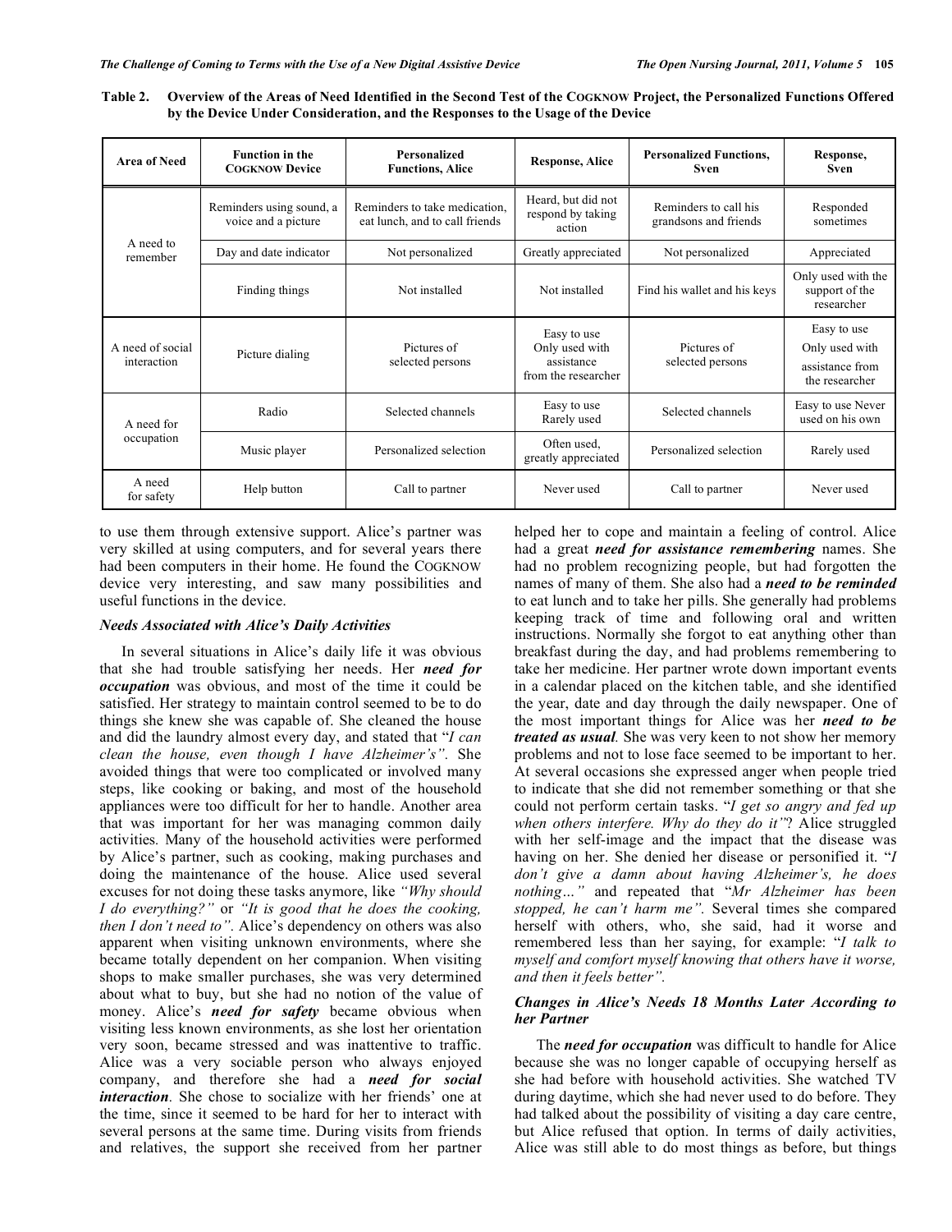**Table 2. Overview of the Areas of Need Identified in the Second Test of the COGKNOW Project, the Personalized Functions Offered by the Device Under Consideration, and the Responses to the Usage of the Device**

| Area of Need | Function in the COGKNOW Device | Personalized Functions, Alice | Response, Alice | Personalized Functions, Sven | Response, Sven |
|---|---|---|---|---|---|
| A need to remember | Reminders using sound, a voice and a picture | Reminders to take medication, eat lunch, and to call friends | Heard, but did not respond by taking action | Reminders to call his grandsons and friends | Responded sometimes |
| | Day and date indicator | Not personalized | Greatly appreciated | Not personalized | Appreciated |
| | Finding things | Not installed | Not installed | Find his wallet and his keys | Only used with the support of the researcher |
| A need of social interaction | Picture dialing | Pictures of selected persons | Easy to use Only used with assistance from the researcher | Pictures of selected persons | Easy to use Only used with assistance from the researcher |
| A need for occupation | Radio | Selected channels | Easy to use Rarely used | Selected channels | Easy to use Never used on his own |
| | Music player | Personalized selection | Often used, greatly appreciated | Personalized selection | Rarely used |
| A need for safety | Help button | Call to partner | Never used | Call to partner | Never used |

to use them through extensive support. Alice's partner was very skilled at using computers, and for several years there had been computers in their home. He found the COGKNOW device very interesting, and saw many possibilities and useful functions in the device.

### *Needs Associated with Alice's Daily Activities*

In several situations in Alice's daily life it was obvious that she had trouble satisfying her needs. Her ***need for occupation*** was obvious, and most of the time it could be satisfied. Her strategy to maintain control seemed to be to do things she knew she was capable of. She cleaned the house and did the laundry almost every day, and stated that "*I can clean the house, even though I have Alzheimer's"*. She avoided things that were too complicated or involved many steps, like cooking or baking, and most of the household appliances were too difficult for her to handle. Another area that was important for her was managing common daily activities. Many of the household activities were performed by Alice's partner, such as cooking, making purchases and doing the maintenance of the house. Alice used several excuses for not doing these tasks anymore, like *"Why should I do everything?"* or *"It is good that he does the cooking, then I don't need to"*. Alice's dependency on others was also apparent when visiting unknown environments, where she became totally dependent on her companion. When visiting shops to make smaller purchases, she was very determined about what to buy, but she had no notion of the value of money. Alice's ***need for safety*** became obvious when visiting less known environments, as she lost her orientation very soon, became stressed and was inattentive to traffic. Alice was a very sociable person who always enjoyed company, and therefore she had a ***need for social interaction***. She chose to socialize with her friends' one at the time, since it seemed to be hard for her to interact with several persons at the same time. During visits from friends and relatives, the support she received from her partner helped her to cope and maintain a feeling of control. Alice had a great ***need for assistance remembering*** names. She had no problem recognizing people, but had forgotten the names of many of them. She also had a ***need to be reminded*** to eat lunch and to take her pills. She generally had problems keeping track of time and following oral and written instructions. Normally she forgot to eat anything other than breakfast during the day, and had problems remembering to take her medicine. Her partner wrote down important events in a calendar placed on the kitchen table, and she identified the year, date and day through the daily newspaper. One of the most important things for Alice was her ***need to be treated as usual***. She was very keen to not show her memory problems and not to lose face seemed to be important to her. At several occasions she expressed anger when people tried to indicate that she did not remember something or that she could not perform certain tasks. "*I get so angry and fed up when others interfere. Why do they do it"*? Alice struggled with her self-image and the impact that the disease was having on her. She denied her disease or personified it. "*I don't give a damn about having Alzheimer's, he does nothing…"* and repeated that "*Mr Alzheimer has been stopped, he can't harm me"*. Several times she compared herself with others, who, she said, had it worse and remembered less than her saying, for example: "*I talk to myself and comfort myself knowing that others have it worse, and then it feels better"*.

### *Changes in Alice's Needs 18 Months Later According to her Partner*

The ***need for occupation*** was difficult to handle for Alice because she was no longer capable of occupying herself as she had before with household activities. She watched TV during daytime, which she had never used to do before. They had talked about the possibility of visiting a day care centre, but Alice refused that option. In terms of daily activities, Alice was still able to do most things as before, but things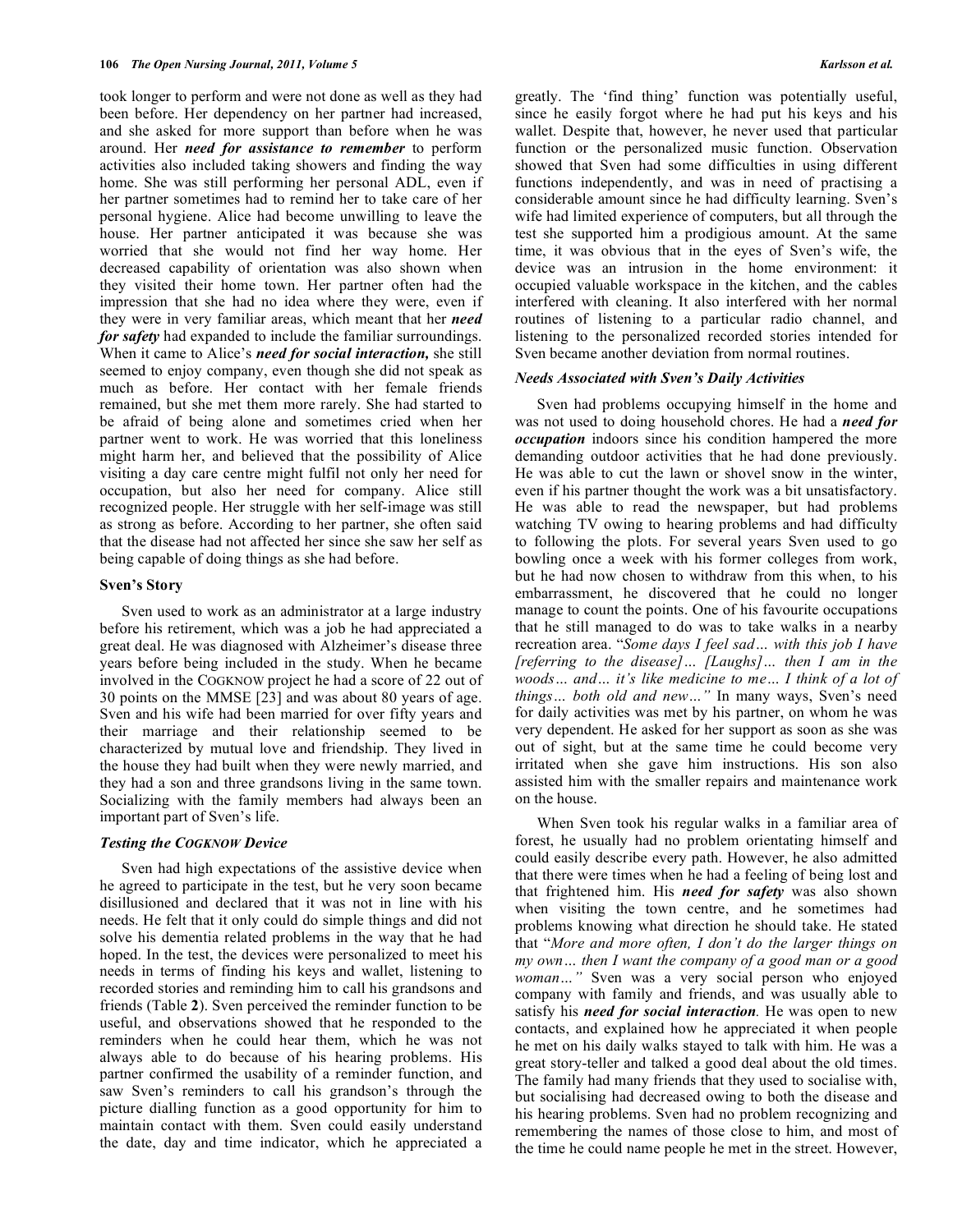took longer to perform and were not done as well as they had been before. Her dependency on her partner had increased, and she asked for more support than before when he was around. Her ***need for assistance to remember*** to perform activities also included taking showers and finding the way home. She was still performing her personal ADL, even if her partner sometimes had to remind her to take care of her personal hygiene. Alice had become unwilling to leave the house. Her partner anticipated it was because she was worried that she would not find her way home. Her decreased capability of orientation was also shown when they visited their home town. Her partner often had the impression that she had no idea where they were, even if they were in very familiar areas, which meant that her ***need for safety*** had expanded to include the familiar surroundings. When it came to Alice's ***need for social interaction,*** she still seemed to enjoy company, even though she did not speak as much as before. Her contact with her female friends remained, but she met them more rarely. She had started to be afraid of being alone and sometimes cried when her partner went to work. He was worried that this loneliness might harm her, and believed that the possibility of Alice visiting a day care centre might fulfil not only her need for occupation, but also her need for company. Alice still recognized people. Her struggle with her self-image was still as strong as before. According to her partner, she often said that the disease had not affected her since she saw her self as being capable of doing things as she had before.

## Sven's Story

Sven used to work as an administrator at a large industry before his retirement, which was a job he had appreciated a great deal. He was diagnosed with Alzheimer's disease three years before being included in the study. When he became involved in the COGKNOW project he had a score of 22 out of 30 points on the MMSE [23] and was about 80 years of age. Sven and his wife had been married for over fifty years and their marriage and their relationship seemed to be characterized by mutual love and friendship. They lived in the house they had built when they were newly married, and they had a son and three grandsons living in the same town. Socializing with the family members had always been an important part of Sven's life.

### *Testing the COGKNOW Device*

Sven had high expectations of the assistive device when he agreed to participate in the test, but he very soon became disillusioned and declared that it was not in line with his needs. He felt that it only could do simple things and did not solve his dementia related problems in the way that he had hoped. In the test, the devices were personalized to meet his needs in terms of finding his keys and wallet, listening to recorded stories and reminding him to call his grandsons and friends (Table **2**). Sven perceived the reminder function to be useful, and observations showed that he responded to the reminders when he could hear them, which he was not always able to do because of his hearing problems. His partner confirmed the usability of a reminder function, and saw Sven's reminders to call his grandson's through the picture dialling function as a good opportunity for him to maintain contact with them. Sven could easily understand the date, day and time indicator, which he appreciated a greatly. The 'find thing' function was potentially useful, since he easily forgot where he had put his keys and his wallet. Despite that, however, he never used that particular function or the personalized music function. Observation showed that Sven had some difficulties in using different functions independently, and was in need of practising a considerable amount since he had difficulty learning. Sven's wife had limited experience of computers, but all through the test she supported him a prodigious amount. At the same time, it was obvious that in the eyes of Sven's wife, the device was an intrusion in the home environment: it occupied valuable workspace in the kitchen, and the cables interfered with cleaning. It also interfered with her normal routines of listening to a particular radio channel, and listening to the personalized recorded stories intended for Sven became another deviation from normal routines.

### *Needs Associated with Sven's Daily Activities*

Sven had problems occupying himself in the home and was not used to doing household chores. He had a ***need for occupation*** indoors since his condition hampered the more demanding outdoor activities that he had done previously. He was able to cut the lawn or shovel snow in the winter, even if his partner thought the work was a bit unsatisfactory. He was able to read the newspaper, but had problems watching TV owing to hearing problems and had difficulty to following the plots. For several years Sven used to go bowling once a week with his former colleges from work, but he had now chosen to withdraw from this when, to his embarrassment, he discovered that he could no longer manage to count the points. One of his favourite occupations that he still managed to do was to take walks in a nearby recreation area. "*Some days I feel sad… with this job I have [referring to the disease]… [Laughs]… then I am in the woods… and… it's like medicine to me… I think of a lot of things… both old and new…"* In many ways, Sven's need for daily activities was met by his partner, on whom he was very dependent. He asked for her support as soon as she was out of sight, but at the same time he could become very irritated when she gave him instructions. His son also assisted him with the smaller repairs and maintenance work on the house.

When Sven took his regular walks in a familiar area of forest, he usually had no problem orientating himself and could easily describe every path. However, he also admitted that there were times when he had a feeling of being lost and that frightened him. His ***need for safety*** was also shown when visiting the town centre, and he sometimes had problems knowing what direction he should take. He stated that "*More and more often, I don't do the larger things on my own… then I want the company of a good man or a good woman…"* Sven was a very social person who enjoyed company with family and friends, and was usually able to satisfy his ***need for social interaction****.* He was open to new contacts, and explained how he appreciated it when people he met on his daily walks stayed to talk with him. He was a great story-teller and talked a good deal about the old times. The family had many friends that they used to socialise with, but socialising had decreased owing to both the disease and his hearing problems. Sven had no problem recognizing and remembering the names of those close to him, and most of the time he could name people he met in the street. However,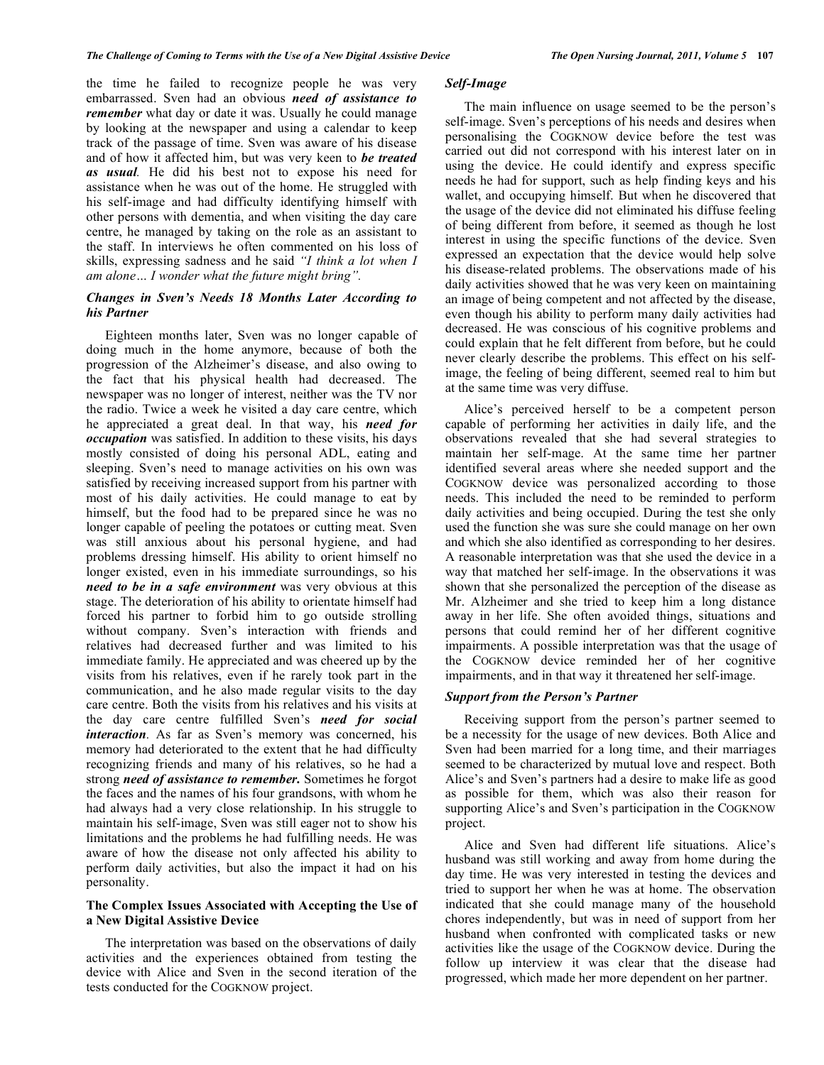the time he failed to recognize people he was very embarrassed. Sven had an obvious ***need of assistance to remember*** what day or date it was. Usually he could manage by looking at the newspaper and using a calendar to keep track of the passage of time. Sven was aware of his disease and of how it affected him, but was very keen to ***be treated as usual***. He did his best not to expose his need for assistance when he was out of the home. He struggled with his self-image and had difficulty identifying himself with other persons with dementia, and when visiting the day care centre, he managed by taking on the role as an assistant to the staff. In interviews he often commented on his loss of skills, expressing sadness and he said *"I think a lot when I am alone… I wonder what the future might bring".*

### *Changes in Sven's Needs 18 Months Later According to his Partner*

Eighteen months later, Sven was no longer capable of doing much in the home anymore, because of both the progression of the Alzheimer's disease, and also owing to the fact that his physical health had decreased. The newspaper was no longer of interest, neither was the TV nor the radio. Twice a week he visited a day care centre, which he appreciated a great deal. In that way, his ***need for occupation*** was satisfied. In addition to these visits, his days mostly consisted of doing his personal ADL, eating and sleeping. Sven's need to manage activities on his own was satisfied by receiving increased support from his partner with most of his daily activities. He could manage to eat by himself, but the food had to be prepared since he was no longer capable of peeling the potatoes or cutting meat. Sven was still anxious about his personal hygiene, and had problems dressing himself. His ability to orient himself no longer existed, even in his immediate surroundings, so his ***need to be in a safe environment*** was very obvious at this stage. The deterioration of his ability to orientate himself had forced his partner to forbid him to go outside strolling without company. Sven's interaction with friends and relatives had decreased further and was limited to his immediate family. He appreciated and was cheered up by the visits from his relatives, even if he rarely took part in the communication, and he also made regular visits to the day care centre. Both the visits from his relatives and his visits at the day care centre fulfilled Sven's ***need for social interaction***. As far as Sven's memory was concerned, his memory had deteriorated to the extent that he had difficulty recognizing friends and many of his relatives, so he had a strong ***need of assistance to remember.*** Sometimes he forgot the faces and the names of his four grandsons, with whom he had always had a very close relationship. In his struggle to maintain his self-image, Sven was still eager not to show his limitations and the problems he had fulfilling needs. He was aware of how the disease not only affected his ability to perform daily activities, but also the impact it had on his personality.

## The Complex Issues Associated with Accepting the Use of a New Digital Assistive Device

The interpretation was based on the observations of daily activities and the experiences obtained from testing the device with Alice and Sven in the second iteration of the tests conducted for the COGKNOW project.

### *Self-Image*

The main influence on usage seemed to be the person's self-image. Sven's perceptions of his needs and desires when personalising the COGKNOW device before the test was carried out did not correspond with his interest later on in using the device. He could identify and express specific needs he had for support, such as help finding keys and his wallet, and occupying himself. But when he discovered that the usage of the device did not eliminated his diffuse feeling of being different from before, it seemed as though he lost interest in using the specific functions of the device. Sven expressed an expectation that the device would help solve his disease-related problems. The observations made of his daily activities showed that he was very keen on maintaining an image of being competent and not affected by the disease, even though his ability to perform many daily activities had decreased. He was conscious of his cognitive problems and could explain that he felt different from before, but he could never clearly describe the problems. This effect on his self-image, the feeling of being different, seemed real to him but at the same time was very diffuse.

Alice's perceived herself to be a competent person capable of performing her activities in daily life, and the observations revealed that she had several strategies to maintain her self-mage. At the same time her partner identified several areas where she needed support and the COGKNOW device was personalized according to those needs. This included the need to be reminded to perform daily activities and being occupied. During the test she only used the function she was sure she could manage on her own and which she also identified as corresponding to her desires. A reasonable interpretation was that she used the device in a way that matched her self-image. In the observations it was shown that she personalized the perception of the disease as Mr. Alzheimer and she tried to keep him a long distance away in her life. She often avoided things, situations and persons that could remind her of her different cognitive impairments. A possible interpretation was that the usage of the COGKNOW device reminded her of her cognitive impairments, and in that way it threatened her self-image.

### *Support from the Person's Partner*

Receiving support from the person's partner seemed to be a necessity for the usage of new devices. Both Alice and Sven had been married for a long time, and their marriages seemed to be characterized by mutual love and respect. Both Alice's and Sven's partners had a desire to make life as good as possible for them, which was also their reason for supporting Alice's and Sven's participation in the COGKNOW project.

Alice and Sven had different life situations. Alice's husband was still working and away from home during the day time. He was very interested in testing the devices and tried to support her when he was at home. The observation indicated that she could manage many of the household chores independently, but was in need of support from her husband when confronted with complicated tasks or new activities like the usage of the COGKNOW device. During the follow up interview it was clear that the disease had progressed, which made her more dependent on her partner.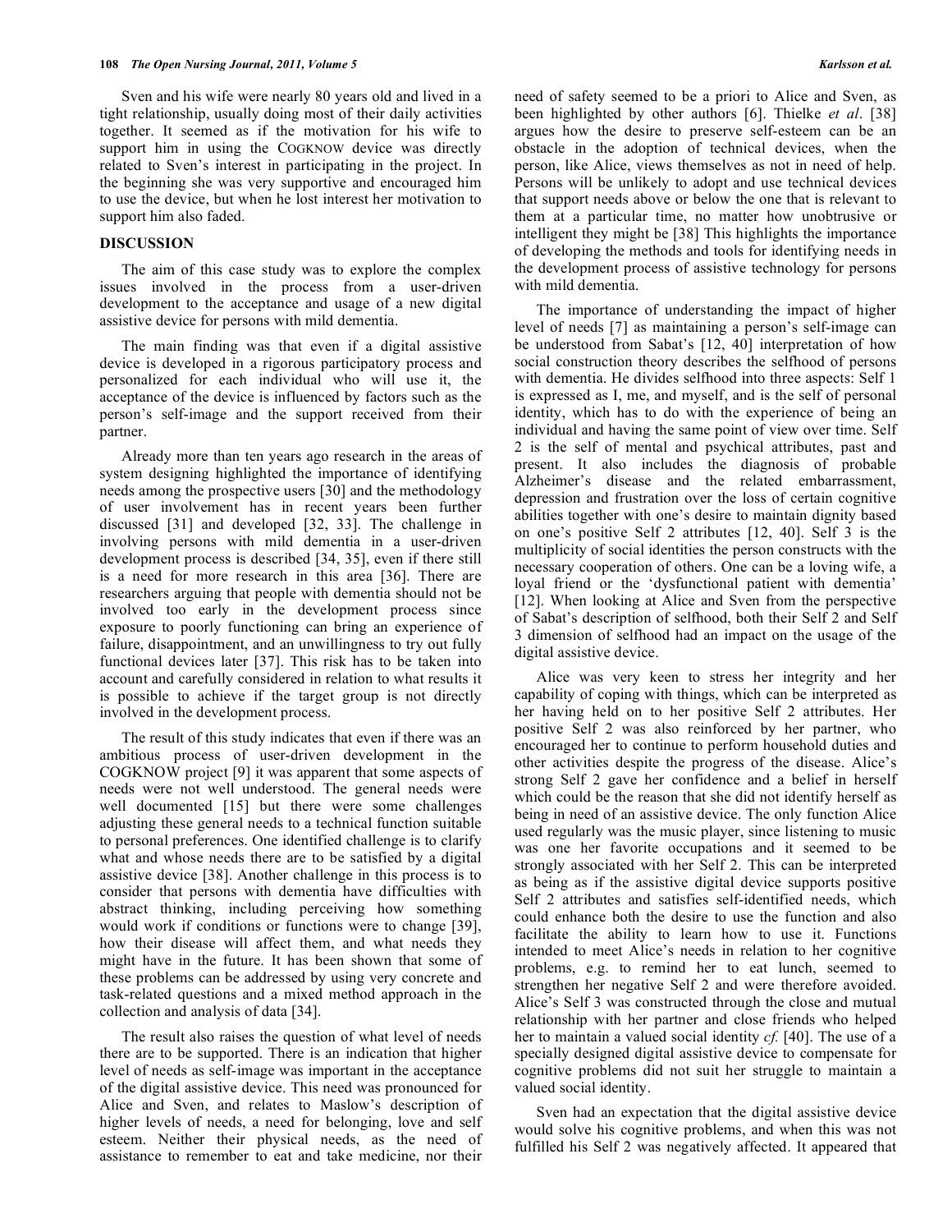Sven and his wife were nearly 80 years old and lived in a tight relationship, usually doing most of their daily activities together. It seemed as if the motivation for his wife to support him in using the COGKNOW device was directly related to Sven's interest in participating in the project. In the beginning she was very supportive and encouraged him to use the device, but when he lost interest her motivation to support him also faded.

## DISCUSSION

The aim of this case study was to explore the complex issues involved in the process from a user-driven development to the acceptance and usage of a new digital assistive device for persons with mild dementia.

The main finding was that even if a digital assistive device is developed in a rigorous participatory process and personalized for each individual who will use it, the acceptance of the device is influenced by factors such as the person's self-image and the support received from their partner.

Already more than ten years ago research in the areas of system designing highlighted the importance of identifying needs among the prospective users [30] and the methodology of user involvement has in recent years been further discussed [31] and developed [32, 33]. The challenge in involving persons with mild dementia in a user-driven development process is described [34, 35], even if there still is a need for more research in this area [36]. There are researchers arguing that people with dementia should not be involved too early in the development process since exposure to poorly functioning can bring an experience of failure, disappointment, and an unwillingness to try out fully functional devices later [37]. This risk has to be taken into account and carefully considered in relation to what results it is possible to achieve if the target group is not directly involved in the development process.

The result of this study indicates that even if there was an ambitious process of user-driven development in the COGKNOW project [9] it was apparent that some aspects of needs were not well understood. The general needs were well documented [15] but there were some challenges adjusting these general needs to a technical function suitable to personal preferences. One identified challenge is to clarify what and whose needs there are to be satisfied by a digital assistive device [38]. Another challenge in this process is to consider that persons with dementia have difficulties with abstract thinking, including perceiving how something would work if conditions or functions were to change [39], how their disease will affect them, and what needs they might have in the future. It has been shown that some of these problems can be addressed by using very concrete and task-related questions and a mixed method approach in the collection and analysis of data [34].

The result also raises the question of what level of needs there are to be supported. There is an indication that higher level of needs as self-image was important in the acceptance of the digital assistive device. This need was pronounced for Alice and Sven, and relates to Maslow's description of higher levels of needs, a need for belonging, love and self esteem. Neither their physical needs, as the need of assistance to remember to eat and take medicine, nor their need of safety seemed to be a priori to Alice and Sven, as been highlighted by other authors [6]. Thielke *et al*. [38] argues how the desire to preserve self-esteem can be an obstacle in the adoption of technical devices, when the person, like Alice, views themselves as not in need of help. Persons will be unlikely to adopt and use technical devices that support needs above or below the one that is relevant to them at a particular time, no matter how unobtrusive or intelligent they might be [38] This highlights the importance of developing the methods and tools for identifying needs in the development process of assistive technology for persons with mild dementia.

The importance of understanding the impact of higher level of needs [7] as maintaining a person's self-image can be understood from Sabat's [12, 40] interpretation of how social construction theory describes the selfhood of persons with dementia. He divides selfhood into three aspects: Self 1 is expressed as I, me, and myself, and is the self of personal identity, which has to do with the experience of being an individual and having the same point of view over time. Self 2 is the self of mental and psychical attributes, past and present. It also includes the diagnosis of probable Alzheimer's disease and the related embarrassment, depression and frustration over the loss of certain cognitive abilities together with one's desire to maintain dignity based on one's positive Self 2 attributes [12, 40]. Self 3 is the multiplicity of social identities the person constructs with the necessary cooperation of others. One can be a loving wife, a loyal friend or the 'dysfunctional patient with dementia' [12]. When looking at Alice and Sven from the perspective of Sabat's description of selfhood, both their Self 2 and Self 3 dimension of selfhood had an impact on the usage of the digital assistive device.

Alice was very keen to stress her integrity and her capability of coping with things, which can be interpreted as her having held on to her positive Self 2 attributes. Her positive Self 2 was also reinforced by her partner, who encouraged her to continue to perform household duties and other activities despite the progress of the disease. Alice's strong Self 2 gave her confidence and a belief in herself which could be the reason that she did not identify herself as being in need of an assistive device. The only function Alice used regularly was the music player, since listening to music was one her favorite occupations and it seemed to be strongly associated with her Self 2. This can be interpreted as being as if the assistive digital device supports positive Self 2 attributes and satisfies self-identified needs, which could enhance both the desire to use the function and also facilitate the ability to learn how to use it. Functions intended to meet Alice's needs in relation to her cognitive problems, e.g. to remind her to eat lunch, seemed to strengthen her negative Self 2 and were therefore avoided. Alice's Self 3 was constructed through the close and mutual relationship with her partner and close friends who helped her to maintain a valued social identity *cf.* [40]. The use of a specially designed digital assistive device to compensate for cognitive problems did not suit her struggle to maintain a valued social identity.

Sven had an expectation that the digital assistive device would solve his cognitive problems, and when this was not fulfilled his Self 2 was negatively affected. It appeared that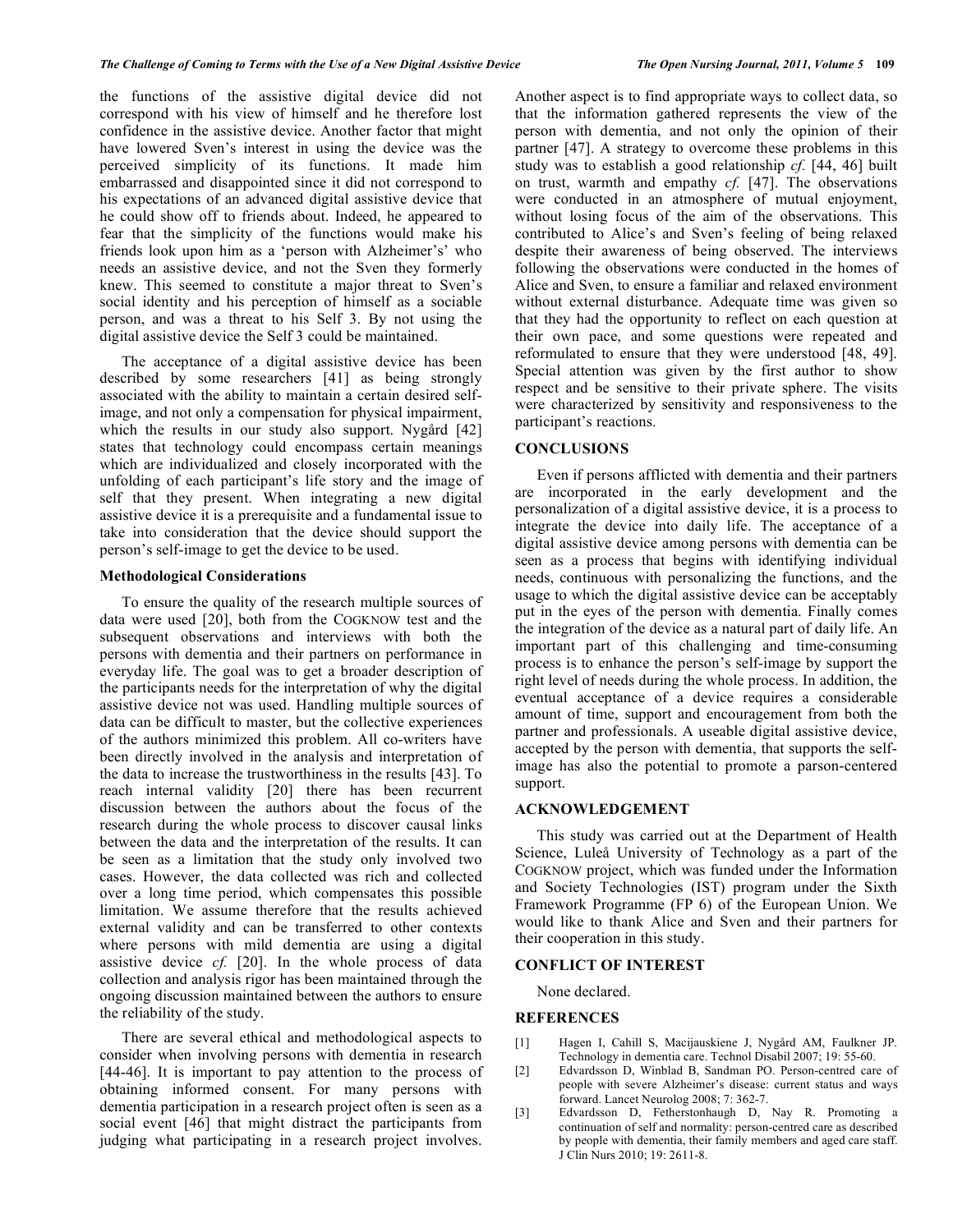the functions of the assistive digital device did not correspond with his view of himself and he therefore lost confidence in the assistive device. Another factor that might have lowered Sven's interest in using the device was the perceived simplicity of its functions. It made him embarrassed and disappointed since it did not correspond to his expectations of an advanced digital assistive device that he could show off to friends about. Indeed, he appeared to fear that the simplicity of the functions would make his friends look upon him as a 'person with Alzheimer's' who needs an assistive device, and not the Sven they formerly knew. This seemed to constitute a major threat to Sven's social identity and his perception of himself as a sociable person, and was a threat to his Self 3. By not using the digital assistive device the Self 3 could be maintained.

The acceptance of a digital assistive device has been described by some researchers [41] as being strongly associated with the ability to maintain a certain desired self-image, and not only a compensation for physical impairment, which the results in our study also support. Nygård [42] states that technology could encompass certain meanings which are individualized and closely incorporated with the unfolding of each participant's life story and the image of self that they present. When integrating a new digital assistive device it is a prerequisite and a fundamental issue to take into consideration that the device should support the person's self-image to get the device to be used.

### Methodological Considerations

To ensure the quality of the research multiple sources of data were used [20], both from the COGKNOW test and the subsequent observations and interviews with both the persons with dementia and their partners on performance in everyday life. The goal was to get a broader description of the participants needs for the interpretation of why the digital assistive device not was used. Handling multiple sources of data can be difficult to master, but the collective experiences of the authors minimized this problem. All co-writers have been directly involved in the analysis and interpretation of the data to increase the trustworthiness in the results [43]. To reach internal validity [20] there has been recurrent discussion between the authors about the focus of the research during the whole process to discover causal links between the data and the interpretation of the results. It can be seen as a limitation that the study only involved two cases. However, the data collected was rich and collected over a long time period, which compensates this possible limitation. We assume therefore that the results achieved external validity and can be transferred to other contexts where persons with mild dementia are using a digital assistive device *cf.* [20]. In the whole process of data collection and analysis rigor has been maintained through the ongoing discussion maintained between the authors to ensure the reliability of the study.

There are several ethical and methodological aspects to consider when involving persons with dementia in research [44-46]. It is important to pay attention to the process of obtaining informed consent. For many persons with dementia participation in a research project often is seen as a social event [46] that might distract the participants from judging what participating in a research project involves. Another aspect is to find appropriate ways to collect data, so that the information gathered represents the view of the person with dementia, and not only the opinion of their partner [47]. A strategy to overcome these problems in this study was to establish a good relationship *cf.* [44, 46] built on trust, warmth and empathy *cf.* [47]. The observations were conducted in an atmosphere of mutual enjoyment, without losing focus of the aim of the observations. This contributed to Alice's and Sven's feeling of being relaxed despite their awareness of being observed. The interviews following the observations were conducted in the homes of Alice and Sven, to ensure a familiar and relaxed environment without external disturbance. Adequate time was given so that they had the opportunity to reflect on each question at their own pace, and some questions were repeated and reformulated to ensure that they were understood [48, 49]. Special attention was given by the first author to show respect and be sensitive to their private sphere. The visits were characterized by sensitivity and responsiveness to the participant's reactions.

## CONCLUSIONS

Even if persons afflicted with dementia and their partners are incorporated in the early development and the personalization of a digital assistive device, it is a process to integrate the device into daily life. The acceptance of a digital assistive device among persons with dementia can be seen as a process that begins with identifying individual needs, continuous with personalizing the functions, and the usage to which the digital assistive device can be acceptably put in the eyes of the person with dementia. Finally comes the integration of the device as a natural part of daily life. An important part of this challenging and time-consuming process is to enhance the person's self-image by support the right level of needs during the whole process. In addition, the eventual acceptance of a device requires a considerable amount of time, support and encouragement from both the partner and professionals. A useable digital assistive device, accepted by the person with dementia, that supports the self-image has also the potential to promote a parson-centered support.

## ACKNOWLEDGEMENT

This study was carried out at the Department of Health Science, Luleå University of Technology as a part of the COGKNOW project, which was funded under the Information and Society Technologies (IST) program under the Sixth Framework Programme (FP 6) of the European Union. We would like to thank Alice and Sven and their partners for their cooperation in this study.

## CONFLICT OF INTEREST

None declared.

## REFERENCES

[1] Hagen I, Cahill S, Macijauskiene J, Nygård AM, Faulkner JP. Technology in dementia care. Technol Disabil 2007; 19: 55-60.

[2] Edvardsson D, Winblad B, Sandman PO. Person-centred care of people with severe Alzheimer's disease: current status and ways forward. Lancet Neurolog 2008; 7: 362-7.

[3] Edvardsson D, Fetherstonhaugh D, Nay R. Promoting a continuation of self and normality: person-centred care as described by people with dementia, their family members and aged care staff. J Clin Nurs 2010; 19: 2611-8.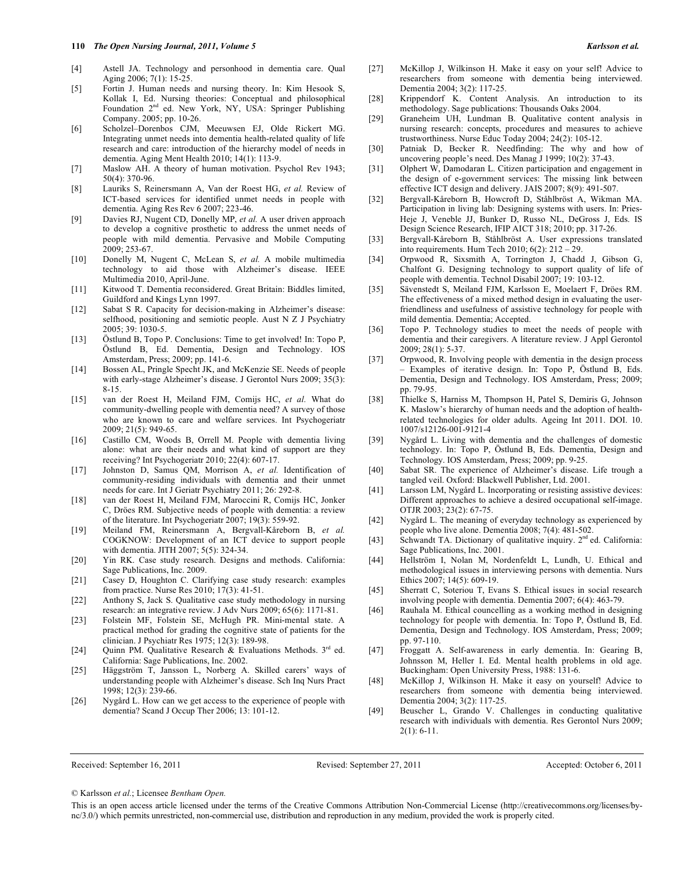[4] Astell JA. Technology and personhood in dementia care. Qual Aging 2006; 7(1): 15-25.

[5] Fortin J. Human needs and nursing theory. In: Kim Hesook S, Kollak I, Ed. Nursing theories: Conceptual and philosophical Foundation 2nd ed. New York, NY, USA: Springer Publishing Company. 2005; pp. 10-26.

[6] Scholzel–Dorenbos CJM, Meeuwsen EJ, Olde Rickert MG. Integrating unmet needs into dementia health-related quality of life research and care: introduction of the hierarchy model of needs in dementia. Aging Ment Health 2010; 14(1): 113-9.

[7] Maslow AH. A theory of human motivation. Psychol Rev 1943; 50(4): 370-96.

[8] Lauriks S, Reinersmann A, Van der Roest HG, *et al.* Review of ICT-based services for identified unmet needs in people with dementia. Aging Res Rev 6 2007; 223-46.

[9] Davies RJ, Nugent CD, Donelly MP, *et al.* A user driven approach to develop a cognitive prosthetic to address the unmet needs of people with mild dementia. Pervasive and Mobile Computing 2009; 253-67.

[10] Donelly M, Nugent C, McLean S, *et al.* A mobile multimedia technology to aid those with Alzheimer's disease. IEEE Multimedia 2010, April-June.

[11] Kitwood T. Dementia reconsidered. Great Britain: Biddles limited, Guildford and Kings Lynn 1997.

[12] Sabat S R. Capacity for decision-making in Alzheimer's disease: selfhood, positioning and semiotic people. Aust N Z J Psychiatry 2005; 39: 1030-5.

[13] Östlund B, Topo P. Conclusions: Time to get involved! In: Topo P, Östlund B, Ed. Dementia, Design and Technology. IOS Amsterdam, Press; 2009; pp. 141-6.

[14] Bossen AL, Pringle Specht JK, and McKenzie SE. Needs of people with early-stage Alzheimer's disease. J Gerontol Nurs 2009; 35(3): 8-15.

[15] van der Roest H, Meiland FJM, Comijs HC, *et al.* What do community-dwelling people with dementia need? A survey of those who are known to care and welfare services. Int Psychogeriatr 2009; 21(5): 949-65.

[16] Castillo CM, Woods B, Orrell M. People with dementia living alone: what are their needs and what kind of support are they receiving? Int Psychogeriatr 2010; 22(4): 607-17.

[17] Johnston D, Samus QM, Morrison A, *et al.* Identification of community-residing individuals with dementia and their unmet needs for care. Int J Geriatr Psychiatry 2011; 26: 292-8.

[18] van der Roest H, Meiland FJM, Maroccini R, Comijs HC, Jonker C, Dröes RM. Subjective needs of people with dementia: a review of the literature. Int Psychogeriatr 2007; 19(3): 559-92.

[19] Meiland FM, Reinersmann A, Bergvall-Kåreborn B, *et al.* COGKNOW: Development of an ICT device to support people with dementia. JITH 2007; 5(5): 324-34.

[20] Yin RK. Case study research. Designs and methods. California: Sage Publications, Inc. 2009.

[21] Casey D, Houghton C. Clarifying case study research: examples from practice. Nurse Res 2010; 17(3): 41-51.

[22] Anthony S, Jack S. Qualitative case study methodology in nursing research: an integrative review. J Adv Nurs 2009; 65(6): 1171-81.

[23] Folstein MF, Folstein SE, McHugh PR. Mini-mental state. A practical method for grading the cognitive state of patients for the clinician. J Psychiatr Res 1975; 12(3): 189-98.

[24] Quinn PM. Qualitative Research & Evaluations Methods. 3rd ed. California: Sage Publications, Inc. 2002.

[25] Häggström T, Jansson L, Norberg A. Skilled carers' ways of understanding people with Alzheimer's disease. Sch Inq Nurs Pract 1998; 12(3): 239-66.

[26] Nygård L. How can we get access to the experience of people with dementia? Scand J Occup Ther 2006; 13: 101-12.

[27] McKillop J, Wilkinson H. Make it easy on your self! Advice to researchers from someone with dementia being interviewed. Dementia 2004; 3(2): 117-25.

[28] Krippendorf K. Content Analysis. An introduction to its methodology. Sage publications: Thousands Oaks 2004.

[29] Graneheim UH, Lundman B. Qualitative content analysis in nursing research: concepts, procedures and measures to achieve trustworthiness. Nurse Educ Today 2004; 24(2): 105-12.

[30] Patniak D, Becker R. Needfinding: The why and how of uncovering people's need. Des Manag J 1999; 10(2): 37-43.

[31] Olphert W, Damodaran L. Citizen participation and engagement in the design of e-government services: The missing link between effective ICT design and delivery. JAIS 2007; 8(9): 491-507.

[32] Bergvall-Kåreborn B, Howcroft D, Ståhlbröst A, Wikman MA. Participation in living lab: Designing systems with users. In: Pries-Heje J, Veneble JJ, Bunker D, Russo NL, DeGross J, Eds. IS Design Science Research, IFIP AICT 318; 2010; pp. 317-26.

[33] Bergvall-Kåreborn B, Ståhlbröst A. User expressions translated into requirements. Hum Tech 2010; 6(2): 212 – 29.

[34] Orpwood R, Sixsmith A, Torrington J, Chadd J, Gibson G, Chalfont G. Designing technology to support quality of life of people with dementia. Technol Disabil 2007; 19: 103-12.

[35] Sävenstedt S, Meiland FJM, Karlsson E, Moelaert F, Dröes RM. The effectiveness of a mixed method design in evaluating the user-friendliness and usefulness of assistive technology for people with mild dementia. Dementia; Accepted.

[36] Topo P. Technology studies to meet the needs of people with dementia and their caregivers. A literature review. J Appl Gerontol 2009; 28(1): 5-37.

[37] Orpwood, R. Involving people with dementia in the design process – Examples of iterative design. In: Topo P, Östlund B, Eds. Dementia, Design and Technology. IOS Amsterdam, Press; 2009; pp. 79-95.

[38] Thielke S, Harniss M, Thompson H, Patel S, Demiris G, Johnson K. Maslow's hierarchy of human needs and the adoption of health-related technologies for older adults. Ageing Int 2011. DOI. 10. 1007/s12126-001-9121-4

[39] Nygård L. Living with dementia and the challenges of domestic technology. In: Topo P, Östlund B, Eds. Dementia, Design and Technology. IOS Amsterdam, Press; 2009; pp. 9-25.

[40] Sabat SR. The experience of Alzheimer's disease. Life trough a tangled veil. Oxford: Blackwell Publisher, Ltd. 2001.

[41] Larsson LM, Nygård L. Incorporating or resisting assistive devices: Different approaches to achieve a desired occupational self-image. OTJR 2003; 23(2): 67-75.

[42] Nygård L. The meaning of everyday technology as experienced by people who live alone. Dementia 2008; 7(4): 481-502.

[43] Schwandt TA. Dictionary of qualitative inquiry. 2nd ed. California: Sage Publications, Inc. 2001.

[44] Hellström I, Nolan M, Nordenfeldt L, Lundh, U. Ethical and methodological issues in interviewing persons with dementia. Nurs Ethics 2007; 14(5): 609-19.

[45] Sherratt C, Soteriou T, Evans S. Ethical issues in social research involving people with dementia. Dementia 2007; 6(4): 463-79.

[46] Rauhala M. Ethical councelling as a working method in designing technology for people with dementia. In: Topo P, Östlund B, Ed. Dementia, Design and Technology. IOS Amsterdam, Press; 2009; pp. 97-110.

[47] Froggatt A. Self-awareness in early dementia. In: Gearing B, Johnsson M, Heller I. Ed. Mental health problems in old age. Buckingham: Open University Press, 1988: 131-6.

[48] McKillop J, Wilkinson H. Make it easy on yourself! Advice to researchers from someone with dementia being interviewed. Dementia 2004; 3(2): 117-25.

[49] Beuscher L, Grando V. Challenges in conducting qualitative research with individuals with dementia. Res Gerontol Nurs 2009; 2(1): 6-11.

Received: September 16, 2011 Revised: September 27, 2011 Accepted: October 6, 2011

© Karlsson *et al.*; Licensee *Bentham Open.*

This is an open access article licensed under the terms of the Creative Commons Attribution Non-Commercial License (http://creativecommons.org/licenses/by-nc/3.0/) which permits unrestricted, non-commercial use, distribution and reproduction in any medium, provided the work is properly cited.